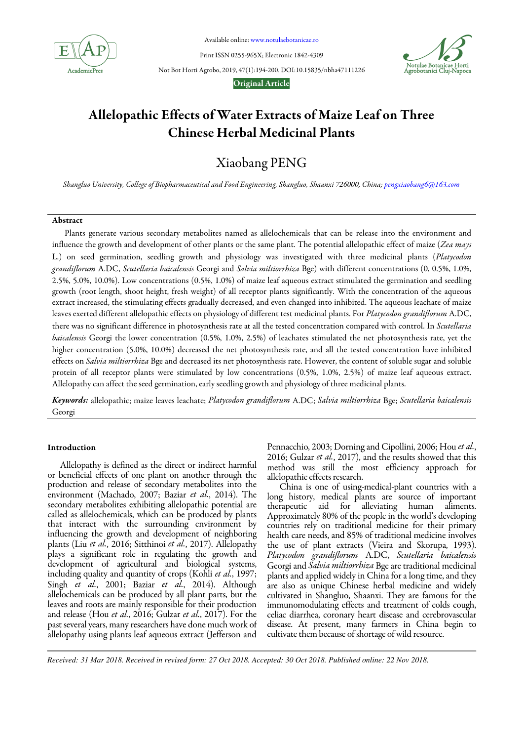Original Article

# Allelopathic Effects of Water Extracts of Maize Leaf on Three Chinese Herbal Medicinal Plants

## Xiaobang PENG

*Shangluo University, College of Biopharmaceutical and Food Engineering, Shangluo, Shaanxi 726000, China; pengxiaobang6@163.com*

### Abstract

Plants generate various secondary metabolites named as allelochemicals that can be release into the environment and influence the growth and development of other plants or the same plant. The potential allelopathic effect of maize (*Zea mays* L.) on seed germination, seedling growth and physiology was investigated with three medicinal plants (*Platycodon grandiflorum* A.DC, *Scutellaria baicalensis* Georgi and *Salvia miltiorrhiza* Bge) with different concentrations (0, 0.5%, 1.0%, 2.5%, 5.0%, 10.0%). Low concentrations (0.5%, 1.0%) of maize leaf aqueous extract stimulated the germination and seedling growth (root length, shoot height, fresh weight) of all receptor plants significantly. With the concentration of the aqueous extract increased, the stimulating effects gradually decreased, and even changed into inhibited. The aqueous leachate of maize leaves exerted different allelopathic effects on physiology of different test medicinal plants. For *Platycodon grandiflorum* A.DC, there was no significant difference in photosynthesis rate at all the tested concentration compared with control. In *Scutellaria baicalensis* Georgi the lower concentration (0.5%, 1.0%, 2.5%) of leachates stimulated the net photosynthesis rate, yet the higher concentration (5.0%, 10.0%) decreased the net photosynthesis rate, and all the tested concentration have inhibited effects on *Salvia miltiorrhiza* Bge and decreased its net photosynthesis rate. However, the content of soluble sugar and soluble protein of all receptor plants were stimulated by low concentrations (0.5%, 1.0%, 2.5%) of maize leaf aqueous extract. Allelopathy can affect the seed germination, early seedling growth and physiology of three medicinal plants.

***Keywords:*** allelopathic; maize leaves leachate; *Platycodon grandiflorum* A.DC; *Salvia miltiorrhiza* Bge; *Scutellaria baicalensis* Georgi

### Introduction

Allelopathy is defined as the direct or indirect harmful or beneficial effects of one plant on another through the production and release of secondary metabolites into the environment (Machado, 2007; Baziar *et al.*, 2014). The secondary metabolites exhibiting allelopathic potential are called as allelochemicals, which can be produced by plants that interact with the surrounding environment by influencing the growth and development of neighboring plants (Liu *et al.*, 2016; Sitthinoi *et al.*, 2017). Allelopathy plays a significant role in regulating the growth and development of agricultural and biological systems, including quality and quantity of crops (Kohli *et al.*, 1997; Singh *et al.*, 2001; Baziar *et al.*, 2014). Although allelochemicals can be produced by all plant parts, but the leaves and roots are mainly responsible for their production and release (Hou *et al.*, 2016; Gulzar *et al.*, 2017). For the past several years, many researchers have done much work of allelopathy using plants leaf aqueous extract (Jefferson and Pennacchio, 2003; Dorning and Cipollini, 2006; Hou *et al.*, 2016; Gulzar *et al.*, 2017), and the results showed that this method was still the most efficiency approach for allelopathic effects research.

China is one of using-medical-plant countries with a long history, medical plants are source of important therapeutic aid for alleviating human aliments. Approximately 80% of the people in the world's developing countries rely on traditional medicine for their primary health care needs, and 85% of traditional medicine involves the use of plant extracts (Vieira and Skorupa, 1993). *Platycodon grandiflorum* A.DC, *Scutellaria baicalensis* Georgi and *Salvia miltiorrhiza* Bge are traditional medicinal plants and applied widely in China for a long time, and they are also as unique Chinese herbal medicine and widely cultivated in Shangluo, Shaanxi. They are famous for the immunomodulating effects and treatment of colds cough, celiac diarrhea, coronary heart disease and cerebrovascular disease. At present, many farmers in China begin to cultivate them because of shortage of wild resource.

*Received: 31 Mar 2018. Received in revised form: 27 Oct 2018. Accepted: 30 Oct 2018. Published online: 22 Nov 2018.*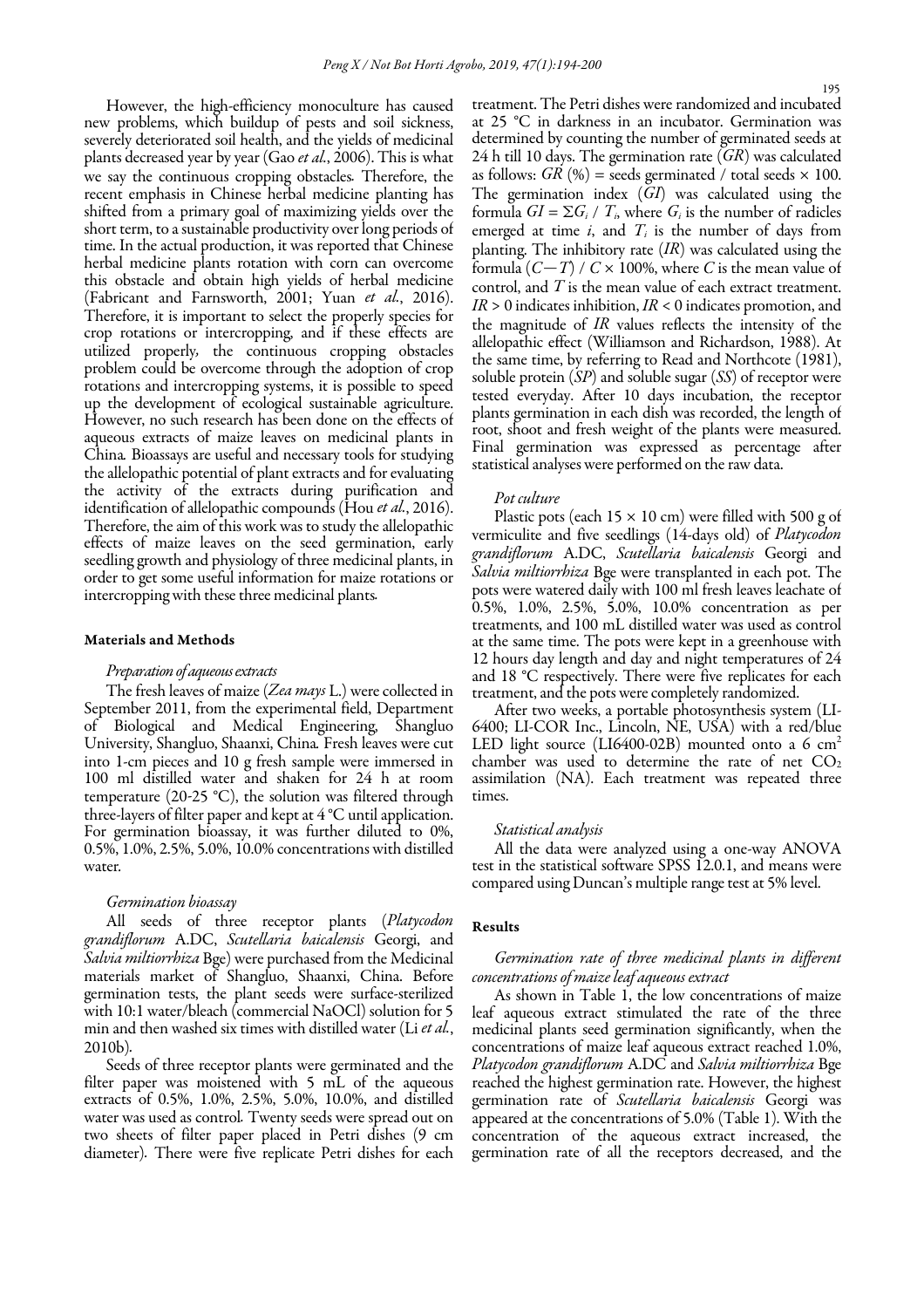However, the high-efficiency monoculture has caused new problems, which buildup of pests and soil sickness, severely deteriorated soil health, and the yields of medicinal plants decreased year by year (Gao *et al.*, 2006). This is what we say the continuous cropping obstacles. Therefore, the recent emphasis in Chinese herbal medicine planting has shifted from a primary goal of maximizing yields over the short term, to a sustainable productivity over long periods of time. In the actual production, it was reported that Chinese herbal medicine plants rotation with corn can overcome this obstacle and obtain high yields of herbal medicine (Fabricant and Farnsworth, 2001; Yuan *et al.*, 2016). Therefore, it is important to select the properly species for crop rotations or intercropping, and if these effects are utilized properly, the continuous cropping obstacles problem could be overcome through the adoption of crop rotations and intercropping systems, it is possible to speed up the development of ecological sustainable agriculture. However, no such research has been done on the effects of aqueous extracts of maize leaves on medicinal plants in China. Bioassays are useful and necessary tools for studying the allelopathic potential of plant extracts and for evaluating the activity of the extracts during purification and identification of allelopathic compounds (Hou *et al.*, 2016). Therefore, the aim of this work was to study the allelopathic effects of maize leaves on the seed germination, early seedling growth and physiology of three medicinal plants, in order to get some useful information for maize rotations or intercropping with these three medicinal plants.

## Materials and Methods

### *Preparation of aqueous extracts*

The fresh leaves of maize (*Zea mays* L.) were collected in September 2011, from the experimental field, Department of Biological and Medical Engineering, Shangluo University, Shangluo, Shaanxi, China. Fresh leaves were cut into 1-cm pieces and 10 g fresh sample were immersed in 100 ml distilled water and shaken for 24 h at room temperature (20-25 °C), the solution was filtered through three-layers of filter paper and kept at 4 °C until application. For germination bioassay, it was further diluted to 0%, 0.5%, 1.0%, 2.5%, 5.0%, 10.0% concentrations with distilled water.

### *Germination bioassay*

All seeds of three receptor plants (*Platycodon grandiflorum* A.DC, *Scutellaria baicalensis* Georgi, and *Salvia miltiorrhiza* Bge) were purchased from the Medicinal materials market of Shangluo, Shaanxi, China. Before germination tests, the plant seeds were surface-sterilized with 10:1 water/bleach (commercial NaOCl) solution for 5 min and then washed six times with distilled water (Li *et al.*, 2010b).

Seeds of three receptor plants were germinated and the filter paper was moistened with 5 mL of the aqueous extracts of 0.5%, 1.0%, 2.5%, 5.0%, 10.0%, and distilled water was used as control. Twenty seeds were spread out on two sheets of filter paper placed in Petri dishes (9 cm diameter). There were five replicate Petri dishes for each treatment. The Petri dishes were randomized and incubated at 25 °C in darkness in an incubator. Germination was determined by counting the number of germinated seeds at 24 h till 10 days. The germination rate (*GR*) was calculated as follows: $GR$ (%) = seeds germinated / total seeds × 100. The germination index (*GI*) was calculated using the formula $GI = \Sigma G_i / T_i$, where $G_i$ is the number of radicles emerged at time $i$, and $T_i$ is the number of days from planting. The inhibitory rate (*IR*) was calculated using the formula $(C-T) / C \times 100\%$, where $C$ is the mean value of control, and $T$ is the mean value of each extract treatment. $IR > 0$ indicates inhibition, $IR < 0$ indicates promotion, and the magnitude of *IR* values reflects the intensity of the allelopathic effect (Williamson and Richardson, 1988). At the same time, by referring to Read and Northcote (1981), soluble protein (*SP*) and soluble sugar (*SS*) of receptor were tested everyday. After 10 days incubation, the receptor plants germination in each dish was recorded, the length of root, shoot and fresh weight of the plants were measured. Final germination was expressed as percentage after statistical analyses were performed on the raw data.

### *Pot culture*

Plastic pots (each 15 × 10 cm) were filled with 500 g of vermiculite and five seedlings (14-days old) of *Platycodon grandiflorum* A.DC, *Scutellaria baicalensis* Georgi and *Salvia miltiorrhiza* Bge were transplanted in each pot. The pots were watered daily with 100 ml fresh leaves leachate of 0.5%, 1.0%, 2.5%, 5.0%, 10.0% concentration as per treatments, and 100 mL distilled water was used as control at the same time. The pots were kept in a greenhouse with 12 hours day length and day and night temperatures of 24 and 18 °C respectively. There were five replicates for each treatment, and the pots were completely randomized.

After two weeks, a portable photosynthesis system (LI-6400; LI-COR Inc., Lincoln, NE, USA) with a red/blue LED light source (LI6400-02B) mounted onto a 6 $cm^2$ chamber was used to determine the rate of net $CO_2$ assimilation (NA). Each treatment was repeated three times.

### *Statistical analysis*

All the data were analyzed using a one-way ANOVA test in the statistical software SPSS 12.0.1, and means were compared using Duncan's multiple range test at 5% level.

## Results

### *Germination rate of three medicinal plants in different concentrations of maize leaf aqueous extract*

As shown in Table 1, the low concentrations of maize leaf aqueous extract stimulated the rate of the three medicinal plants seed germination significantly, when the concentrations of maize leaf aqueous extract reached 1.0%, *Platycodon grandiflorum* A.DC and *Salvia miltiorrhiza* Bge reached the highest germination rate. However, the highest germination rate of *Scutellaria baicalensis* Georgi was appeared at the concentrations of 5.0% (Table 1). With the concentration of the aqueous extract increased, the germination rate of all the receptors decreased, and the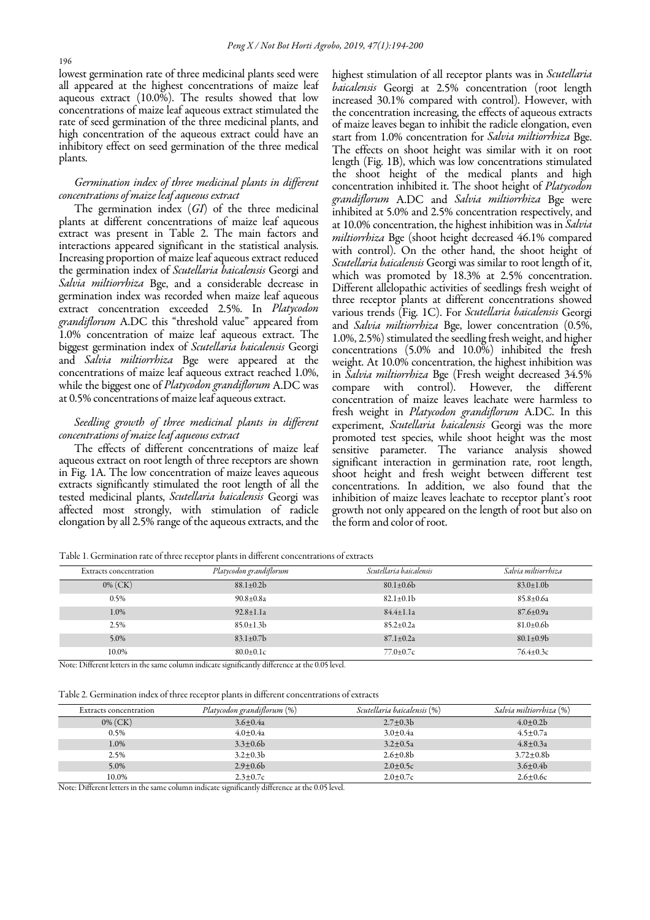lowest germination rate of three medicinal plants seed were all appeared at the highest concentrations of maize leaf aqueous extract (10.0%). The results showed that low concentrations of maize leaf aqueous extract stimulated the rate of seed germination of the three medicinal plants, and high concentration of the aqueous extract could have an inhibitory effect on seed germination of the three medical plants.

### *Germination index of three medicinal plants in different concentrations of maize leaf aqueous extract*

The germination index (*GI*) of the three medicinal plants at different concentrations of maize leaf aqueous extract was present in Table 2. The main factors and interactions appeared significant in the statistical analysis. Increasing proportion of maize leaf aqueous extract reduced the germination index of *Scutellaria baicalensis* Georgi and *Salvia miltiorrhiza* Bge, and a considerable decrease in germination index was recorded when maize leaf aqueous extract concentration exceeded 2.5%. In *Platycodon grandiflorum* A.DC this "threshold value" appeared from 1.0% concentration of maize leaf aqueous extract. The biggest germination index of *Scutellaria baicalensis* Georgi and *Salvia miltiorrhiza* Bge were appeared at the concentrations of maize leaf aqueous extract reached 1.0%, while the biggest one of *Platycodon grandiflorum* A.DC was at 0.5% concentrations of maize leaf aqueous extract.

### *Seedling growth of three medicinal plants in different concentrations of maize leaf aqueous extract*

The effects of different concentrations of maize leaf aqueous extract on root length of three receptors are shown in Fig. 1A. The low concentration of maize leaves aqueous extracts significantly stimulated the root length of all the tested medicinal plants, *Scutellaria baicalensis* Georgi was affected most strongly, with stimulation of radicle elongation by all 2.5% range of the aqueous extracts, and the highest stimulation of all receptor plants was in *Scutellaria baicalensis* Georgi at 2.5% concentration (root length increased 30.1% compared with control). However, with the concentration increasing, the effects of aqueous extracts of maize leaves began to inhibit the radicle elongation, even start from 1.0% concentration for *Salvia miltiorrhiza* Bge. The effects on shoot height was similar with it on root length (Fig. 1B), which was low concentrations stimulated the shoot height of the medical plants and high concentration inhibited it. The shoot height of *Platycodon grandiflorum* A.DC and *Salvia miltiorrhiza* Bge were inhibited at 5.0% and 2.5% concentration respectively, and at 10.0% concentration, the highest inhibition was in *Salvia miltiorrhiza* Bge (shoot height decreased 46.1% compared with control). On the other hand, the shoot height of *Scutellaria baicalensis* Georgi was similar to root length of it, which was promoted by 18.3% at 2.5% concentration. Different allelopathic activities of seedlings fresh weight of three receptor plants at different concentrations showed various trends (Fig. 1C). For *Scutellaria baicalensis* Georgi and *Salvia miltiorrhiza* Bge, lower concentration (0.5%, 1.0%, 2.5%) stimulated the seedling fresh weight, and higher concentrations (5.0% and 10.0%) inhibited the fresh weight. At 10.0% concentration, the highest inhibition was in *Salvia miltiorrhiza* Bge (Fresh weight decreased 34.5% compare with control). However, the different concentration of maize leaves leachate were harmless to fresh weight in *Platycodon grandiflorum* A.DC. In this experiment, *Scutellaria baicalensis* Georgi was the more promoted test species, while shoot height was the most sensitive parameter. The variance analysis showed significant interaction in germination rate, root length, shoot height and fresh weight between different test concentrations. In addition, we also found that the inhibition of maize leaves leachate to receptor plant's root growth not only appeared on the length of root but also on the form and color of root.

Table 1. Germination rate of three receptor plants in different concentrations of extracts

| Extracts concentration | *Platycodon grandiflorum* | *Scutellaria baicalensis* | *Salvia miltiorrhiza* |
|---|---|---|---|
| 0% (CK) | 88.1±0.2b | 80.1±0.6b | 83.0±1.0b |
| 0.5% | 90.8±0.8a | 82.1±0.1b | 85.8±0.6a |
| 1.0% | 92.8±1.1a | 84.4±1.1a | 87.6±0.9a |
| 2.5% | 85.0±1.3b | 85.2±0.2a | 81.0±0.6b |
| 5.0% | 83.1±0.7b | 87.1±0.2a | 80.1±0.9b |
| 10.0% | 80.0±0.1c | 77.0±0.7c | 76.4±0.3c |

Note: Different letters in the same column indicate significantly difference at the 0.05 level.

Table 2. Germination index of three receptor plants in different concentrations of extracts

| Extracts concentration | *Platycodon grandiflorum* (%) | *Scutellaria baicalensis* (%) | *Salvia miltiorrhiza* (%) |
|---|---|---|---|
| 0% (CK) | 3.6±0.4a | 2.7±0.3b | 4.0±0.2b |
| 0.5% | 4.0±0.4a | 3.0±0.4a | 4.5±0.7a |
| 1.0% | 3.3±0.6b | 3.2±0.5a | 4.8±0.3a |
| 2.5% | 3.2±0.3b | 2.6±0.8b | 3.72±0.8b |
| 5.0% | 2.9±0.6b | 2.0±0.5c | 3.6±0.4b |
| 10.0% | 2.3±0.7c | 2.0±0.7c | 2.6±0.6c |

Note: Different letters in the same column indicate significantly difference at the 0.05 level.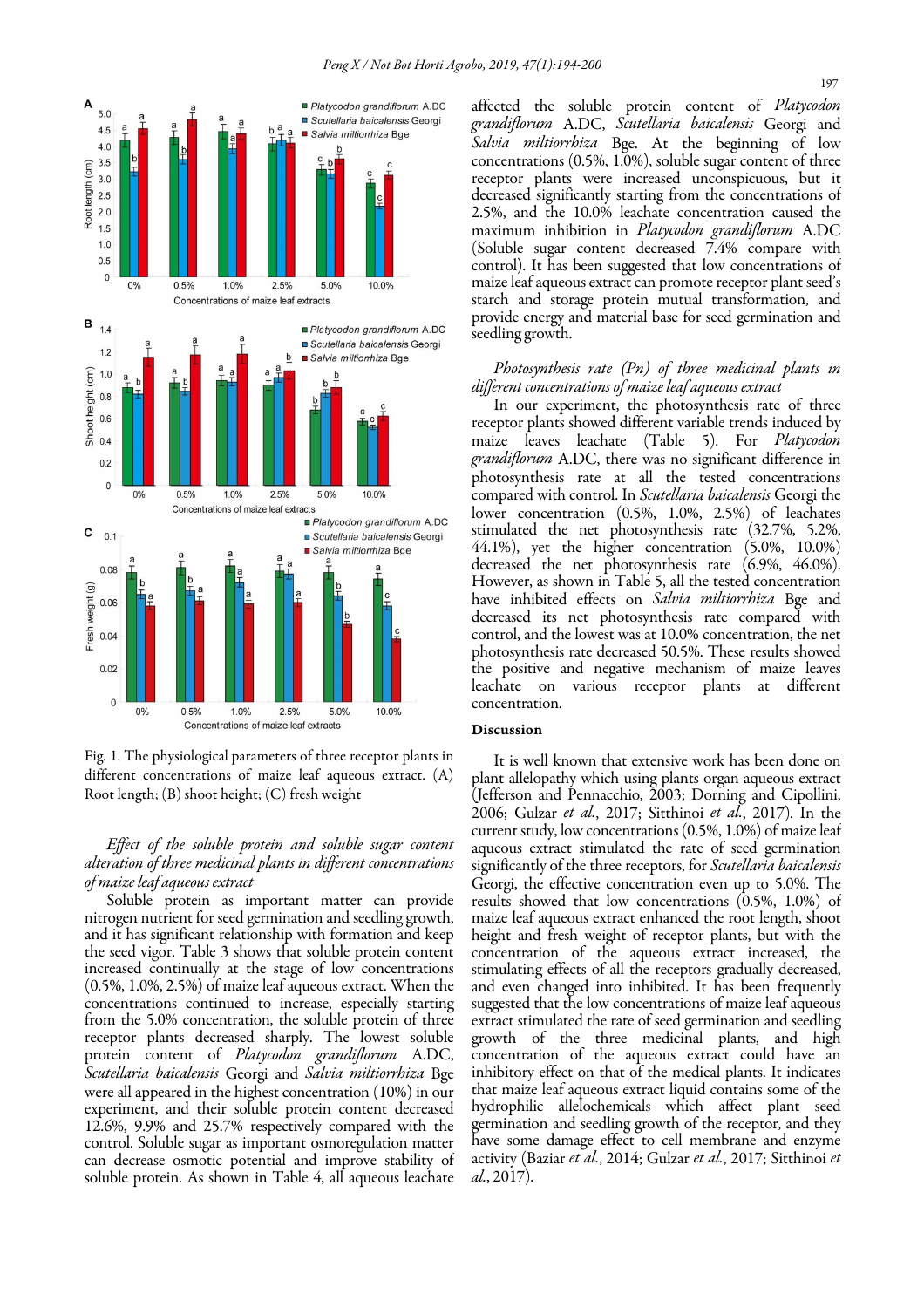Fig. 1. The physiological parameters of three receptor plants in different concentrations of maize leaf aqueous extract. (A) Root length; (B) shoot height; (C) fresh weight

*Effect of the soluble protein and soluble sugar content alteration of three medicinal plants in different concentrations of maize leaf aqueous extract*

Soluble protein as important matter can provide nitrogen nutrient for seed germination and seedling growth, and it has significant relationship with formation and keep the seed vigor. Table 3 shows that soluble protein content increased continually at the stage of low concentrations (0.5%, 1.0%, 2.5%) of maize leaf aqueous extract. When the concentrations continued to increase, especially starting from the 5.0% concentration, the soluble protein of three receptor plants decreased sharply. The lowest soluble protein content of *Platycodon grandiflorum* A.DC, *Scutellaria baicalensis* Georgi and *Salvia miltiorrhiza* Bge were all appeared in the highest concentration (10%) in our experiment, and their soluble protein content decreased 12.6%, 9.9% and 25.7% respectively compared with the control. Soluble sugar as important osmoregulation matter can decrease osmotic potential and improve stability of soluble protein. As shown in Table 4, all aqueous leachate affected the soluble protein content of *Platycodon grandiflorum* A.DC, *Scutellaria baicalensis* Georgi and *Salvia miltiorrhiza* Bge. At the beginning of low concentrations (0.5%, 1.0%), soluble sugar content of three receptor plants were increased unconspicuous, but it decreased significantly starting from the concentrations of 2.5%, and the 10.0% leachate concentration caused the maximum inhibition in *Platycodon grandiflorum* A.DC (Soluble sugar content decreased 7.4% compare with control). It has been suggested that low concentrations of maize leaf aqueous extract can promote receptor plant seed's starch and storage protein mutual transformation, and provide energy and material base for seed germination and seedling growth.

*Photosynthesis rate (Pn) of three medicinal plants in different concentrations of maize leaf aqueous extract*

In our experiment, the photosynthesis rate of three receptor plants showed different variable trends induced by maize leaves leachate (Table 5). For *Platycodon grandiflorum* A.DC, there was no significant difference in photosynthesis rate at all the tested concentrations compared with control. In *Scutellaria baicalensis* Georgi the lower concentration (0.5%, 1.0%, 2.5%) of leachates stimulated the net photosynthesis rate (32.7%, 5.2%, 44.1%), yet the higher concentration (5.0%, 10.0%) decreased the net photosynthesis rate (6.9%, 46.0%). However, as shown in Table 5, all the tested concentration have inhibited effects on *Salvia miltiorrhiza* Bge and decreased its net photosynthesis rate compared with control, and the lowest was at 10.0% concentration, the net photosynthesis rate decreased 50.5%. These results showed the positive and negative mechanism of maize leaves leachate on various receptor plants at different concentration.

## Discussion

It is well known that extensive work has been done on plant allelopathy which using plants organ aqueous extract (Jefferson and Pennacchio, 2003; Dorning and Cipollini, 2006; Gulzar *et al.*, 2017; Sitthinoi *et al.*, 2017). In the current study, low concentrations (0.5%, 1.0%) of maize leaf aqueous extract stimulated the rate of seed germination significantly of the three receptors, for *Scutellaria baicalensis* Georgi, the effective concentration even up to 5.0%. The results showed that low concentrations (0.5%, 1.0%) of maize leaf aqueous extract enhanced the root length, shoot height and fresh weight of receptor plants, but with the concentration of the aqueous extract increased, the stimulating effects of all the receptors gradually decreased, and even changed into inhibited. It has been frequently suggested that the low concentrations of maize leaf aqueous extract stimulated the rate of seed germination and seedling growth of the three medicinal plants, and high concentration of the aqueous extract could have an inhibitory effect on that of the medical plants. It indicates that maize leaf aqueous extract liquid contains some of the hydrophilic allelochemicals which affect plant seed germination and seedling growth of the receptor, and they have some damage effect to cell membrane and enzyme activity (Baziar *et al.*, 2014; Gulzar *et al.*, 2017; Sitthinoi *et al.*, 2017).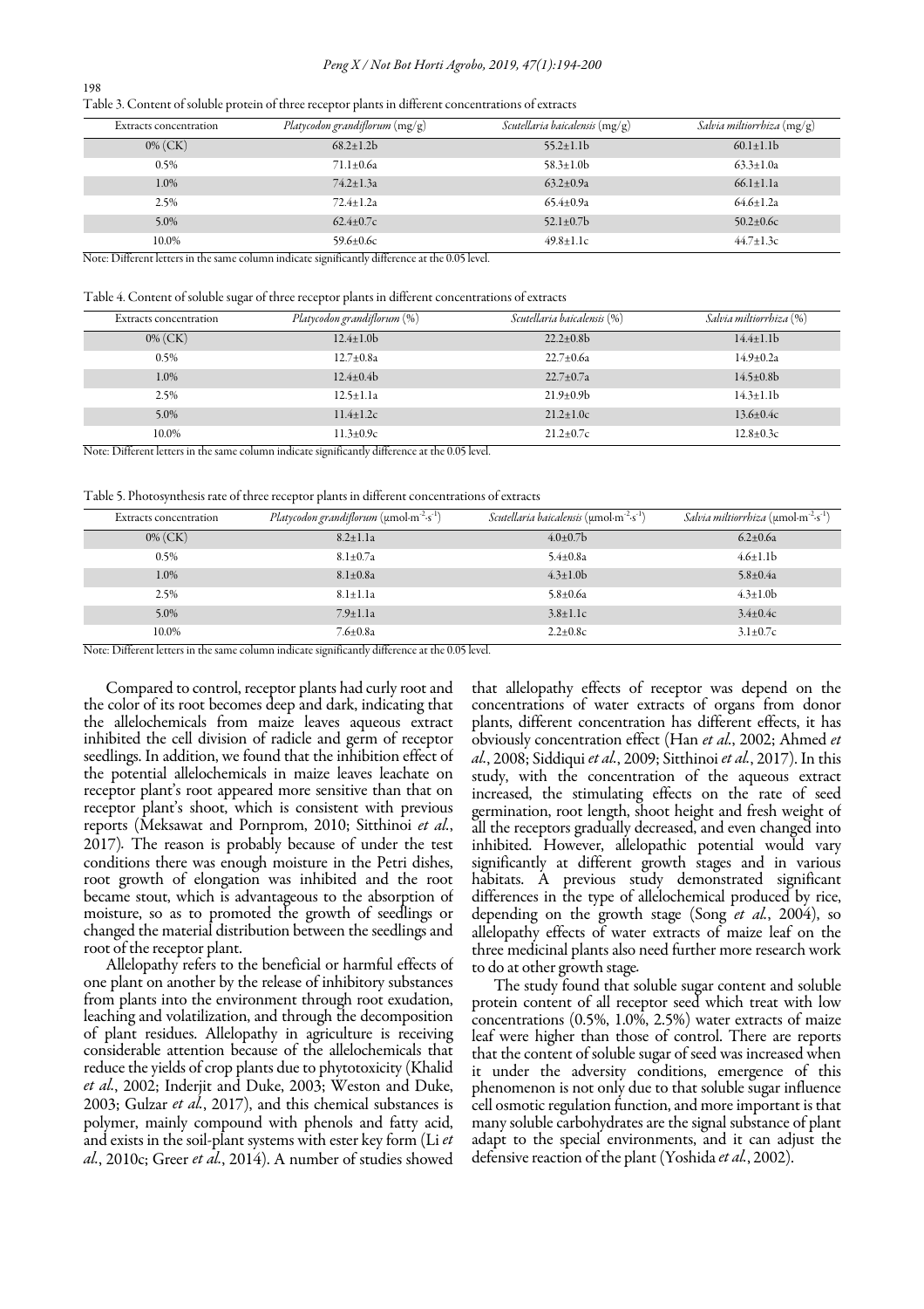Table 3. Content of soluble protein of three receptor plants in different concentrations of extracts

| Extracts concentration | *Platycodon grandiflorum* (mg/g) | *Scutellaria baicalensis* (mg/g) | *Salvia miltiorrhiza* (mg/g) |
|---|---|---|---|
| 0% (CK) | 68.2±1.2b | 55.2±1.1b | 60.1±1.1b |
| 0.5% | 71.1±0.6a | 58.3±1.0b | 63.3±1.0a |
| 1.0% | 74.2±1.3a | 63.2±0.9a | 66.1±1.1a |
| 2.5% | 72.4±1.2a | 65.4±0.9a | 64.6±1.2a |
| 5.0% | 62.4±0.7c | 52.1±0.7b | 50.2±0.6c |
| 10.0% | 59.6±0.6c | 49.8±1.1c | 44.7±1.3c |

Note: Different letters in the same column indicate significantly difference at the 0.05 level.

Table 4. Content of soluble sugar of three receptor plants in different concentrations of extracts

| Extracts concentration | *Platycodon grandiflorum* (%) | *Scutellaria baicalensis* (%) | *Salvia miltiorrhiza* (%) |
|---|---|---|---|
| 0% (CK) | 12.4±1.0b | 22.2±0.8b | 14.4±1.1b |
| 0.5% | 12.7±0.8a | 22.7±0.6a | 14.9±0.2a |
| 1.0% | 12.4±0.4b | 22.7±0.7a | 14.5±0.8b |
| 2.5% | 12.5±1.1a | 21.9±0.9b | 14.3±1.1b |
| 5.0% | 11.4±1.2c | 21.2±1.0c | 13.6±0.4c |
| 10.0% | 11.3±0.9c | 21.2±0.7c | 12.8±0.3c |

Note: Different letters in the same column indicate significantly difference at the 0.05 level.

Table 5. Photosynthesis rate of three receptor plants in different concentrations of extracts

| Extracts concentration | *Platycodon grandiflorum* ($\mu mol \cdot m^{-2} \cdot s^{-1}$) | *Scutellaria baicalensis* ($\mu mol \cdot m^{-2} \cdot s^{-1}$) | *Salvia miltiorrhiza* ($\mu mol \cdot m^{-2} \cdot s^{-1}$) |
|---|---|---|---|
| 0% (CK) | 8.2±1.1a | 4.0±0.7b | 6.2±0.6a |
| 0.5% | 8.1±0.7a | 5.4±0.8a | 4.6±1.1b |
| 1.0% | 8.1±0.8a | 4.3±1.0b | 5.8±0.4a |
| 2.5% | 8.1±1.1a | 5.8±0.6a | 4.3±1.0b |
| 5.0% | 7.9±1.1a | 3.8±1.1c | 3.4±0.4c |
| 10.0% | 7.6±0.8a | 2.2±0.8c | 3.1±0.7c |

Note: Different letters in the same column indicate significantly difference at the 0.05 level.

Compared to control, receptor plants had curly root and the color of its root becomes deep and dark, indicating that the allelochemicals from maize leaves aqueous extract inhibited the cell division of radicle and germ of receptor seedlings. In addition, we found that the inhibition effect of the potential allelochemicals in maize leaves leachate on receptor plant's root appeared more sensitive than that on receptor plant's shoot, which is consistent with previous reports (Meksawat and Pornprom, 2010; Sitthinoi *et al.*, 2017). The reason is probably because of under the test conditions there was enough moisture in the Petri dishes, root growth of elongation was inhibited and the root became stout, which is advantageous to the absorption of moisture, so as to promoted the growth of seedlings or changed the material distribution between the seedlings and root of the receptor plant.

Allelopathy refers to the beneficial or harmful effects of one plant on another by the release of inhibitory substances from plants into the environment through root exudation, leaching and volatilization, and through the decomposition of plant residues. Allelopathy in agriculture is receiving considerable attention because of the allelochemicals that reduce the yields of crop plants due to phytotoxicity (Khalid *et al.*, 2002; Inderjit and Duke, 2003; Weston and Duke, 2003; Gulzar *et al.*, 2017), and this chemical substances is polymer, mainly compound with phenols and fatty acid, and exists in the soil-plant systems with ester key form (Li *et al.*, 2010c; Greer *et al.*, 2014). A number of studies showed that allelopathy effects of receptor was depend on the concentrations of water extracts of organs from donor plants, different concentration has different effects, it has obviously concentration effect (Han *et al.*, 2002; Ahmed *et al.*, 2008; Siddiqui *et al.*, 2009; Sitthinoi *et al.*, 2017). In this study, with the concentration of the aqueous extract increased, the stimulating effects on the rate of seed germination, root length, shoot height and fresh weight of all the receptors gradually decreased, and even changed into inhibited. However, allelopathic potential would vary significantly at different growth stages and in various habitats. A previous study demonstrated significant differences in the type of allelochemical produced by rice, depending on the growth stage (Song *et al.*, 2004), so allelopathy effects of water extracts of maize leaf on the three medicinal plants also need further more research work to do at other growth stage.

The study found that soluble sugar content and soluble protein content of all receptor seed which treat with low concentrations (0.5%, 1.0%, 2.5%) water extracts of maize leaf were higher than those of control. There are reports that the content of soluble sugar of seed was increased when it under the adversity conditions, emergence of this phenomenon is not only due to that soluble sugar influence cell osmotic regulation function, and more important is that many soluble carbohydrates are the signal substance of plant adapt to the special environments, and it can adjust the defensive reaction of the plant (Yoshida *et al.*, 2002).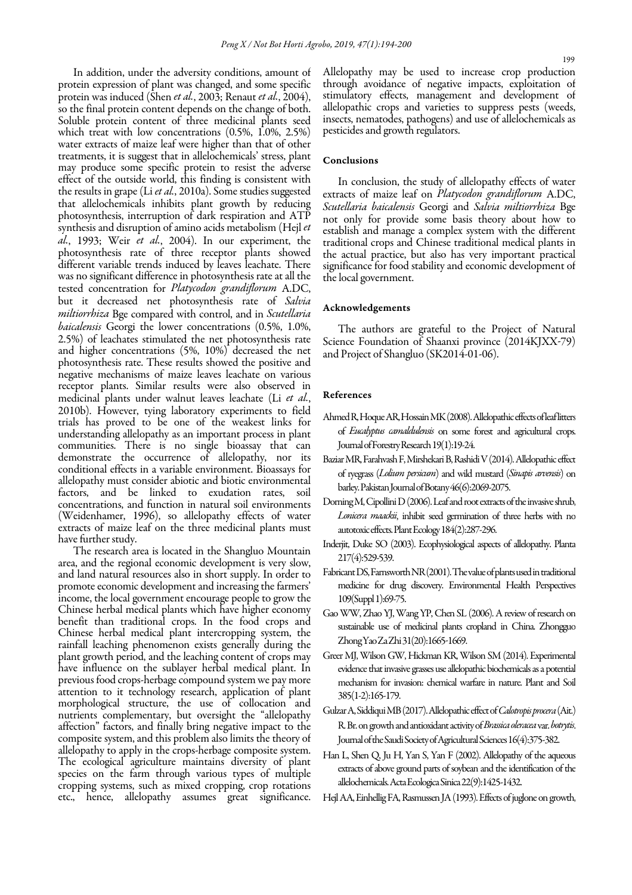In addition, under the adversity conditions, amount of protein expression of plant was changed, and some specific protein was induced (Shen *et al.*, 2003; Renaut *et al.*, 2004), so the final protein content depends on the change of both. Soluble protein content of three medicinal plants seed which treat with low concentrations (0.5%, 1.0%, 2.5%) water extracts of maize leaf were higher than that of other treatments, it is suggest that in allelochemicals' stress, plant may produce some specific protein to resist the adverse effect of the outside world, this finding is consistent with the results in grape (Li *et al.*, 2010a). Some studies suggested that allelochemicals inhibits plant growth by reducing photosynthesis, interruption of dark respiration and ATP synthesis and disruption of amino acids metabolism (Hejl *et al.*, 1993; Weir *et al.*, 2004). In our experiment, the photosynthesis rate of three receptor plants showed different variable trends induced by leaves leachate. There was no significant difference in photosynthesis rate at all the tested concentration for *Platycodon grandiflorum* A.DC, but it decreased net photosynthesis rate of *Salvia miltiorrhiza* Bge compared with control, and in *Scutellaria baicalensis* Georgi the lower concentrations (0.5%, 1.0%, 2.5%) of leachates stimulated the net photosynthesis rate and higher concentrations (5%, 10%) decreased the net photosynthesis rate. These results showed the positive and negative mechanisms of maize leaves leachate on various receptor plants. Similar results were also observed in medicinal plants under walnut leaves leachate (Li *et al.*, 2010b). However, tying laboratory experiments to field trials has proved to be one of the weakest links for understanding allelopathy as an important process in plant communities. There is no single bioassay that can demonstrate the occurrence of allelopathy, nor its conditional effects in a variable environment. Bioassays for allelopathy must consider abiotic and biotic environmental factors, and be linked to exudation rates, soil concentrations, and function in natural soil environments (Weidenhamer, 1996), so allelopathy effects of water extracts of maize leaf on the three medicinal plants must have further study.

The research area is located in the Shangluo Mountain area, and the regional economic development is very slow, and land natural resources also in short supply. In order to promote economic development and increasing the farmers' income, the local government encourage people to grow the Chinese herbal medical plants which have higher economy benefit than traditional crops. In the food crops and Chinese herbal medical plant intercropping system, the rainfall leaching phenomenon exists generally during the plant growth period, and the leaching content of crops may have influence on the sublayer herbal medical plant. In previous food crops-herbage compound system we pay more attention to it technology research, application of plant morphological structure, the use of collocation and nutrients complementary, but oversight the "allelopathy affection" factors, and finally bring negative impact to the composite system, and this problem also limits the theory of allelopathy to apply in the crops-herbage composite system. The ecological agriculture maintains diversity of plant species on the farm through various types of multiple cropping systems, such as mixed cropping, crop rotations etc., hence, allelopathy assumes great significance. Allelopathy may be used to increase crop production through avoidance of negative impacts, exploitation of stimulatory effects, management and development of allelopathic crops and varieties to suppress pests (weeds, insects, nematodes, pathogens) and use of allelochemicals as pesticides and growth regulators.

## Conclusions

In conclusion, the study of allelopathy effects of water extracts of maize leaf on *Platycodon grandiflorum* A.DC, *Scutellaria baicalensis* Georgi and *Salvia miltiorrhiza* Bge not only for provide some basis theory about how to establish and manage a complex system with the different traditional crops and Chinese traditional medical plants in the actual practice, but also has very important practical significance for food stability and economic development of the local government.

## Acknowledgements

The authors are grateful to the Project of Natural Science Foundation of Shaanxi province (2014KJXX-79) and Project of Shangluo (SK2014-01-06).

## References

Ahmed R, Hoque AR, Hossain MK (2008). Allelopathic effects of leaf litters of *Eucalyptus camaldulensis* on some forest and agricultural crops. Journal of Forestry Research 19(1):19-24.

Baziar MR, Farahvash F, Mirshekari B, Rashidi V (2014). Allelopathic effect of ryegrass (*Lolium persicum*) and wild mustard (*Sinapis arvensis*) on barley. Pakistan Journal of Botany 46(6):2069-2075.

Dorning M, Cipollini D (2006). Leaf and root extracts of the invasive shrub, *Lonicera maackii*, inhibit seed germination of three herbs with no autotoxic effects. Plant Ecology 184(2):287-296.

Inderjit, Duke SO (2003). Ecophysiological aspects of allelopathy. Planta 217(4):529-539.

Fabricant DS, Farnsworth NR (2001). The value of plants used in traditional medicine for drug discovery. Environmental Health Perspectives 109(Suppl 1):69-75.

Gao WW, Zhao YJ, Wang YP, Chen SL (2006). A review of research on sustainable use of medicinal plants cropland in China. Zhongguo Zhong Yao Za Zhi 31(20):1665-1669.

Greer MJ, Wilson GW, Hickman KR, Wilson SM (2014). Experimental evidence that invasive grasses use allelopathic biochemicals as a potential mechanism for invasion: chemical warfare in nature. Plant and Soil 385(1-2):165-179.

Gulzar A, Siddiqui MB (2017). Allelopathic effect of *Calotropis procera* (Ait.) R. Br. on growth and antioxidant activity of *Brassica oleracea* var. *botrytis*. Journal of the Saudi Society of Agricultural Sciences 16(4):375-382.

Han L, Shen Q, Ju H, Yan S, Yan F (2002). Allelopathy of the aqueous extracts of above ground parts of soybean and the identification of the allelochemicals. Acta Ecologica Sinica 22(9):1425-1432.

Hejl AA, Einhellig FA, Rasmussen JA (1993). Effects of juglone on growth,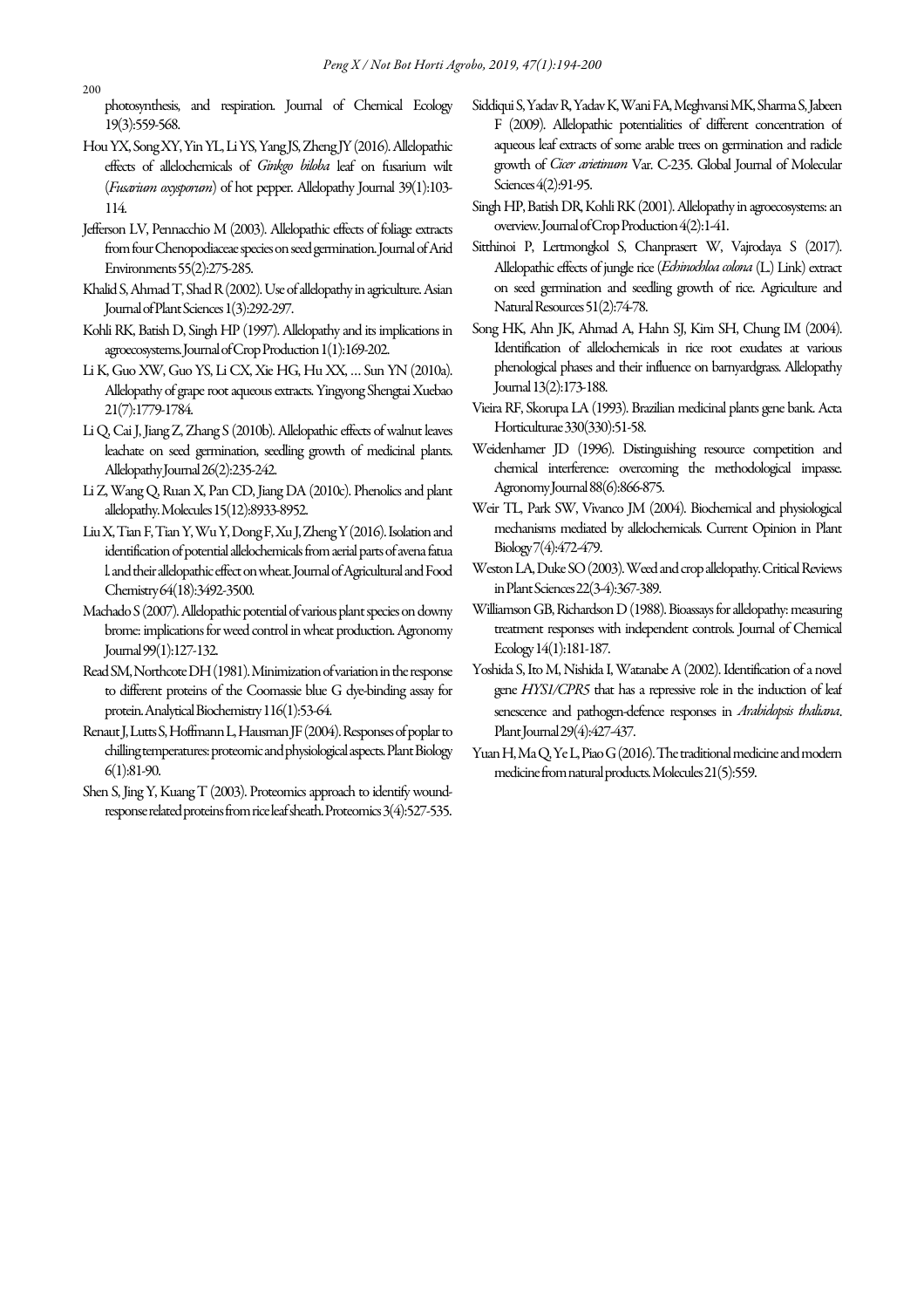photosynthesis, and respiration. Journal of Chemical Ecology 19(3):559-568.

Hou YX, Song XY, Yin YL, Li YS, Yang JS, Zheng JY (2016). Allelopathic effects of allelochemicals of *Ginkgo biloba* leaf on fusarium wilt (*Fusarium oxysporum*) of hot pepper. Allelopathy Journal 39(1):103-114.

Jefferson LV, Pennacchio M (2003). Allelopathic effects of foliage extracts from four Chenopodiaceae species on seed germination. Journal of Arid Environments 55(2):275-285.

Khalid S, Ahmad T, Shad R (2002). Use of allelopathy in agriculture. Asian Journal of Plant Sciences 1(3):292-297.

Kohli RK, Batish D, Singh HP (1997). Allelopathy and its implications in agroecosystems. Journal of Crop Production 1(1):169-202.

Li K, Guo XW, Guo YS, Li CX, Xie HG, Hu XX, … Sun YN (2010a). Allelopathy of grape root aqueous extracts. Yingyong Shengtai Xuebao 21(7):1779-1784.

Li Q, Cai J, Jiang Z, Zhang S (2010b). Allelopathic effects of walnut leaves leachate on seed germination, seedling growth of medicinal plants. Allelopathy Journal 26(2):235-242.

Li Z, Wang Q, Ruan X, Pan CD, Jiang DA (2010c). Phenolics and plant allelopathy. Molecules 15(12):8933-8952.

Liu X, Tian F, Tian Y, Wu Y, Dong F, Xu J, Zheng Y (2016). Isolation and identification of potential allelochemicals from aerial parts of avena fatua l. and their allelopathic effect on wheat. Journal of Agricultural and Food Chemistry 64(18):3492-3500.

Machado S (2007). Allelopathic potential of various plant species on downy brome: implications for weed control in wheat production. Agronomy Journal 99(1):127-132.

Read SM, Northcote DH (1981). Minimization of variation in the response to different proteins of the Coomassie blue G dye-binding assay for protein. Analytical Biochemistry 116(1):53-64.

Renaut J, Lutts S, Hoffmann L, Hausman JF (2004). Responses of poplar to chilling temperatures: proteomic and physiological aspects. Plant Biology 6(1):81-90.

Shen S, Jing Y, Kuang T (2003). Proteomics approach to identify wound-response related proteins from rice leaf sheath. Proteomics 3(4):527-535.

Siddiqui S, Yadav R, Yadav K, Wani FA, Meghvansi MK, Sharma S, Jabeen F (2009). Allelopathic potentialities of different concentration of aqueous leaf extracts of some arable trees on germination and radicle growth of *Cicer arietinum* Var. C-235. Global Journal of Molecular Sciences 4(2):91-95.

Singh HP, Batish DR, Kohli RK (2001). Allelopathy in agroecosystems: an overview. Journal of Crop Production 4(2):1-41.

Sitthinoi P, Lertmongkol S, Chanprasert W, Vajrodaya S (2017). Allelopathic effects of jungle rice (*Echinochloa colona* (L.) Link) extract on seed germination and seedling growth of rice. Agriculture and Natural Resources 51(2):74-78.

Song HK, Ahn JK, Ahmad A, Hahn SJ, Kim SH, Chung IM (2004). Identification of allelochemicals in rice root exudates at various phenological phases and their influence on barnyardgrass. Allelopathy Journal 13(2):173-188.

Vieira RF, Skorupa LA (1993). Brazilian medicinal plants gene bank. Acta Horticulturae 330(330):51-58.

Weidenhamer JD (1996). Distinguishing resource competition and chemical interference: overcoming the methodological impasse. Agronomy Journal 88(6):866-875.

Weir TL, Park SW, Vivanco JM (2004). Biochemical and physiological mechanisms mediated by allelochemicals. Current Opinion in Plant Biology 7(4):472-479.

Weston LA, Duke SO (2003). Weed and crop allelopathy. Critical Reviews in Plant Sciences 22(3-4):367-389.

Williamson GB, Richardson D (1988). Bioassays for allelopathy: measuring treatment responses with independent controls. Journal of Chemical Ecology 14(1):181-187.

Yoshida S, Ito M, Nishida I, Watanabe A (2002). Identification of a novel gene *HYS1/CPR5* that has a repressive role in the induction of leaf senescence and pathogen-defence responses in *Arabidopsis thaliana*. Plant Journal 29(4):427-437.

Yuan H, Ma Q, Ye L, Piao G (2016). The traditional medicine and modern medicine from natural products. Molecules 21(5):559.